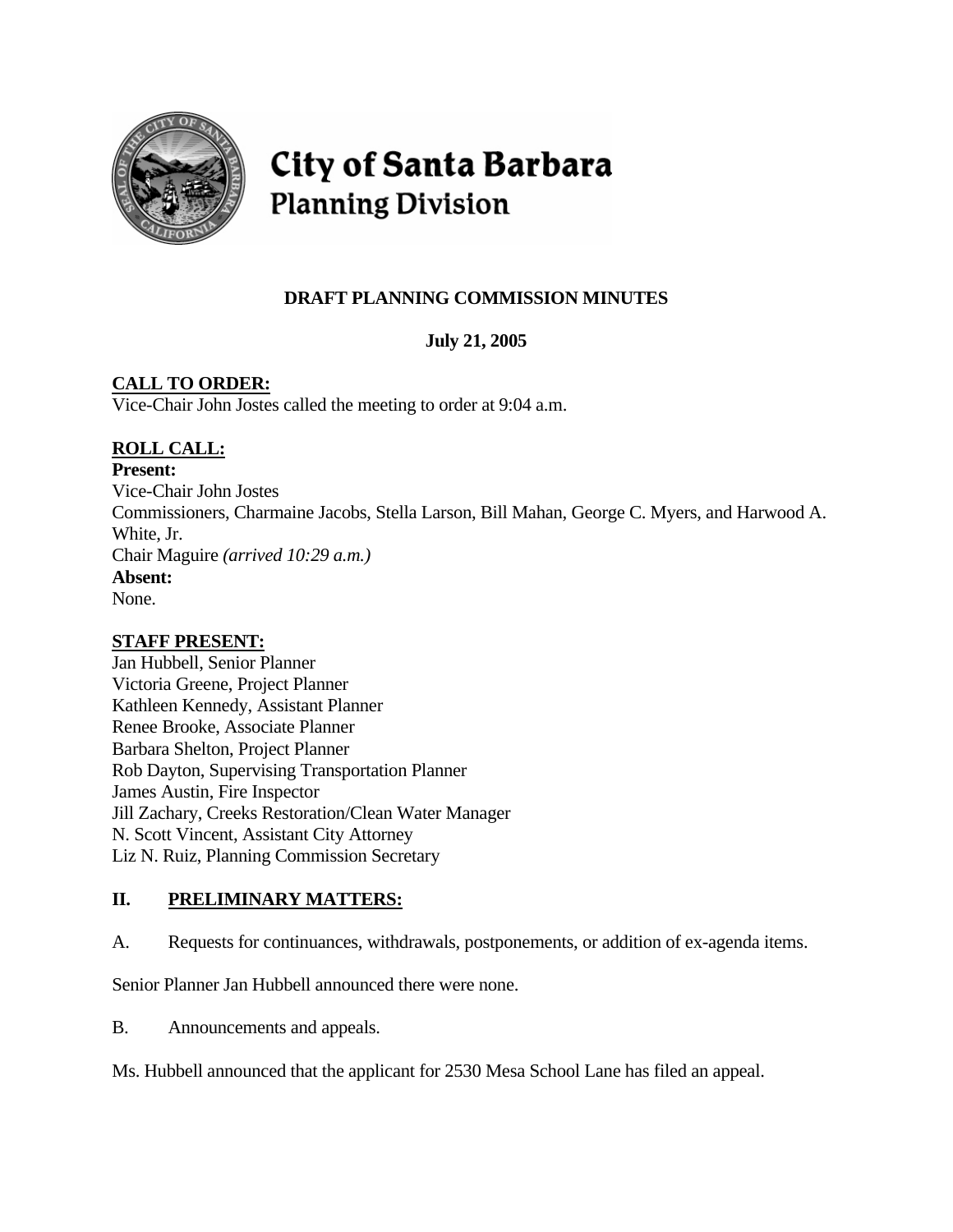# City of Santa Barbara
## Planning Division

**DRAFT PLANNING COMMISSION MINUTES**

**July 21, 2005**

**CALL TO ORDER:**
Vice-Chair John Jostes called the meeting to order at 9:04 a.m.

**ROLL CALL:**
**Present:**
Vice-Chair John Jostes
Commissioners, Charmaine Jacobs, Stella Larson, Bill Mahan, George C. Myers, and Harwood A. White, Jr.
Chair Maguire *(arrived 10:29 a.m.)*
**Absent:**
None.

**STAFF PRESENT:**
Jan Hubbell, Senior Planner
Victoria Greene, Project Planner
Kathleen Kennedy, Assistant Planner
Renee Brooke, Associate Planner
Barbara Shelton, Project Planner
Rob Dayton, Supervising Transportation Planner
James Austin, Fire Inspector
Jill Zachary, Creeks Restoration/Clean Water Manager
N. Scott Vincent, Assistant City Attorney
Liz N. Ruiz, Planning Commission Secretary

## II. PRELIMINARY MATTERS:

A. Requests for continuances, withdrawals, postponements, or addition of ex-agenda items.

Senior Planner Jan Hubbell announced there were none.

B. Announcements and appeals.

Ms. Hubbell announced that the applicant for 2530 Mesa School Lane has filed an appeal.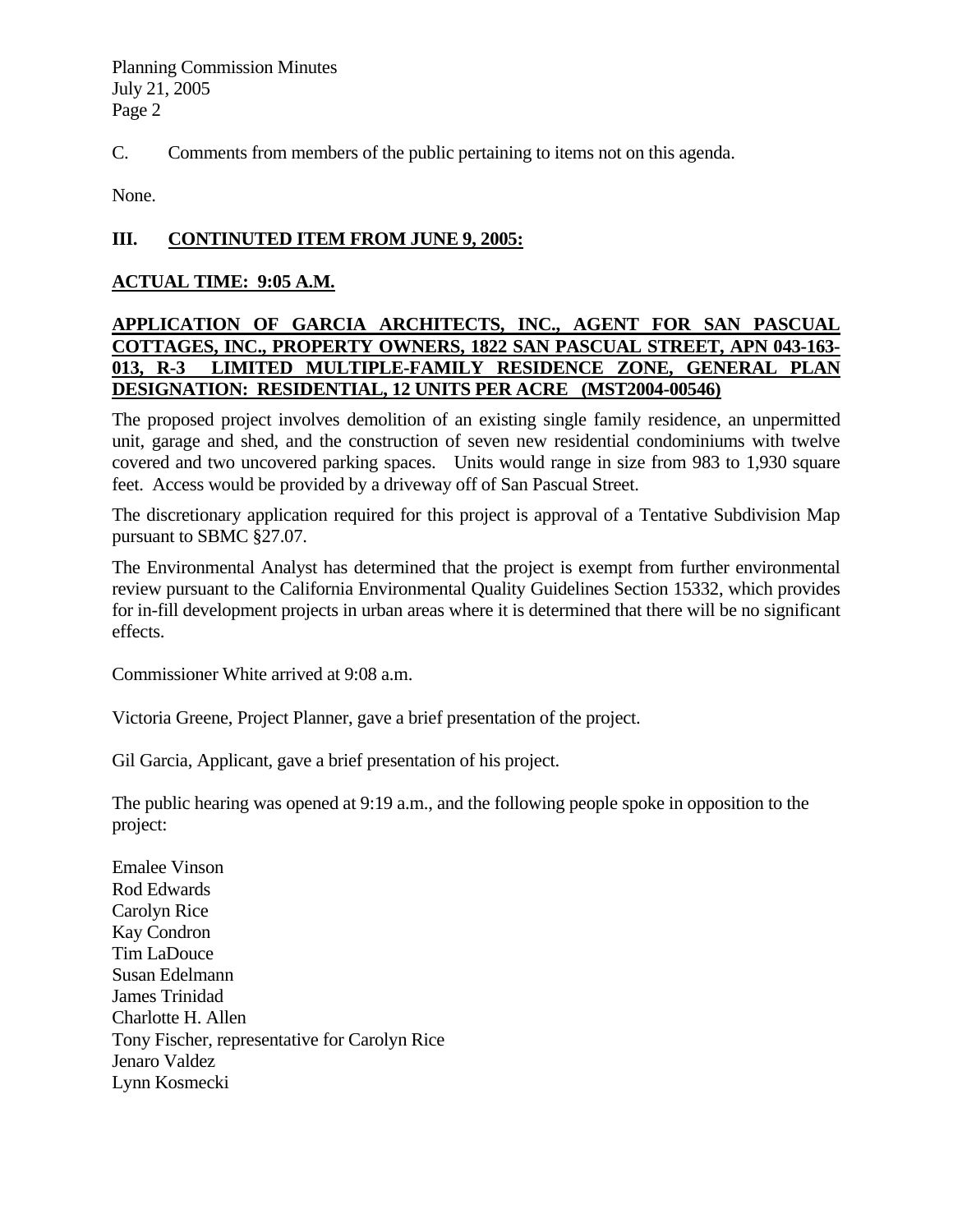C. Comments from members of the public pertaining to items not on this agenda.

None.

## III. CONTINUTED ITEM FROM JUNE 9, 2005:

**ACTUAL TIME: 9:05 A.M.**

**APPLICATION OF GARCIA ARCHITECTS, INC., AGENT FOR SAN PASCUAL COTTAGES, INC., PROPERTY OWNERS, 1822 SAN PASCUAL STREET, APN 043-163-013, R-3 LIMITED MULTIPLE-FAMILY RESIDENCE ZONE, GENERAL PLAN DESIGNATION: RESIDENTIAL, 12 UNITS PER ACRE (MST2004-00546)**

The proposed project involves demolition of an existing single family residence, an unpermitted unit, garage and shed, and the construction of seven new residential condominiums with twelve covered and two uncovered parking spaces. Units would range in size from 983 to 1,930 square feet. Access would be provided by a driveway off of San Pascual Street.

The discretionary application required for this project is approval of a Tentative Subdivision Map pursuant to SBMC §27.07.

The Environmental Analyst has determined that the project is exempt from further environmental review pursuant to the California Environmental Quality Guidelines Section 15332, which provides for in-fill development projects in urban areas where it is determined that there will be no significant effects.

Commissioner White arrived at 9:08 a.m.

Victoria Greene, Project Planner, gave a brief presentation of the project.

Gil Garcia, Applicant, gave a brief presentation of his project.

The public hearing was opened at 9:19 a.m., and the following people spoke in opposition to the project:

Emalee Vinson
Rod Edwards
Carolyn Rice
Kay Condron
Tim LaDouce
Susan Edelmann
James Trinidad
Charlotte H. Allen
Tony Fischer, representative for Carolyn Rice
Jenaro Valdez
Lynn Kosmecki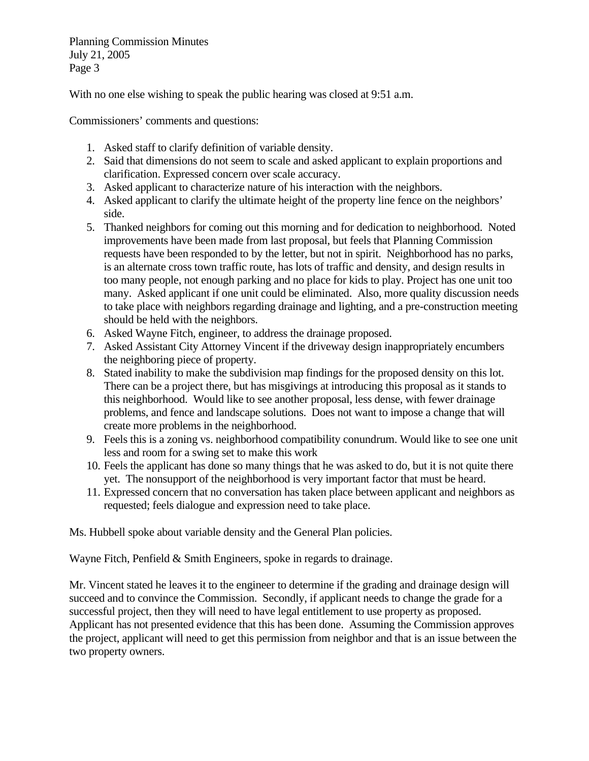With no one else wishing to speak the public hearing was closed at 9:51 a.m.

Commissioners' comments and questions:

1. Asked staff to clarify definition of variable density.
2. Said that dimensions do not seem to scale and asked applicant to explain proportions and clarification. Expressed concern over scale accuracy.
3. Asked applicant to characterize nature of his interaction with the neighbors.
4. Asked applicant to clarify the ultimate height of the property line fence on the neighbors' side.
5. Thanked neighbors for coming out this morning and for dedication to neighborhood. Noted improvements have been made from last proposal, but feels that Planning Commission requests have been responded to by the letter, but not in spirit. Neighborhood has no parks, is an alternate cross town traffic route, has lots of traffic and density, and design results in too many people, not enough parking and no place for kids to play. Project has one unit too many. Asked applicant if one unit could be eliminated. Also, more quality discussion needs to take place with neighbors regarding drainage and lighting, and a pre-construction meeting should be held with the neighbors.
6. Asked Wayne Fitch, engineer, to address the drainage proposed.
7. Asked Assistant City Attorney Vincent if the driveway design inappropriately encumbers the neighboring piece of property.
8. Stated inability to make the subdivision map findings for the proposed density on this lot. There can be a project there, but has misgivings at introducing this proposal as it stands to this neighborhood. Would like to see another proposal, less dense, with fewer drainage problems, and fence and landscape solutions. Does not want to impose a change that will create more problems in the neighborhood.
9. Feels this is a zoning vs. neighborhood compatibility conundrum. Would like to see one unit less and room for a swing set to make this work
10. Feels the applicant has done so many things that he was asked to do, but it is not quite there yet. The nonsupport of the neighborhood is very important factor that must be heard.
11. Expressed concern that no conversation has taken place between applicant and neighbors as requested; feels dialogue and expression need to take place.

Ms. Hubbell spoke about variable density and the General Plan policies.

Wayne Fitch, Penfield & Smith Engineers, spoke in regards to drainage.

Mr. Vincent stated he leaves it to the engineer to determine if the grading and drainage design will succeed and to convince the Commission. Secondly, if applicant needs to change the grade for a successful project, then they will need to have legal entitlement to use property as proposed. Applicant has not presented evidence that this has been done. Assuming the Commission approves the project, applicant will need to get this permission from neighbor and that is an issue between the two property owners.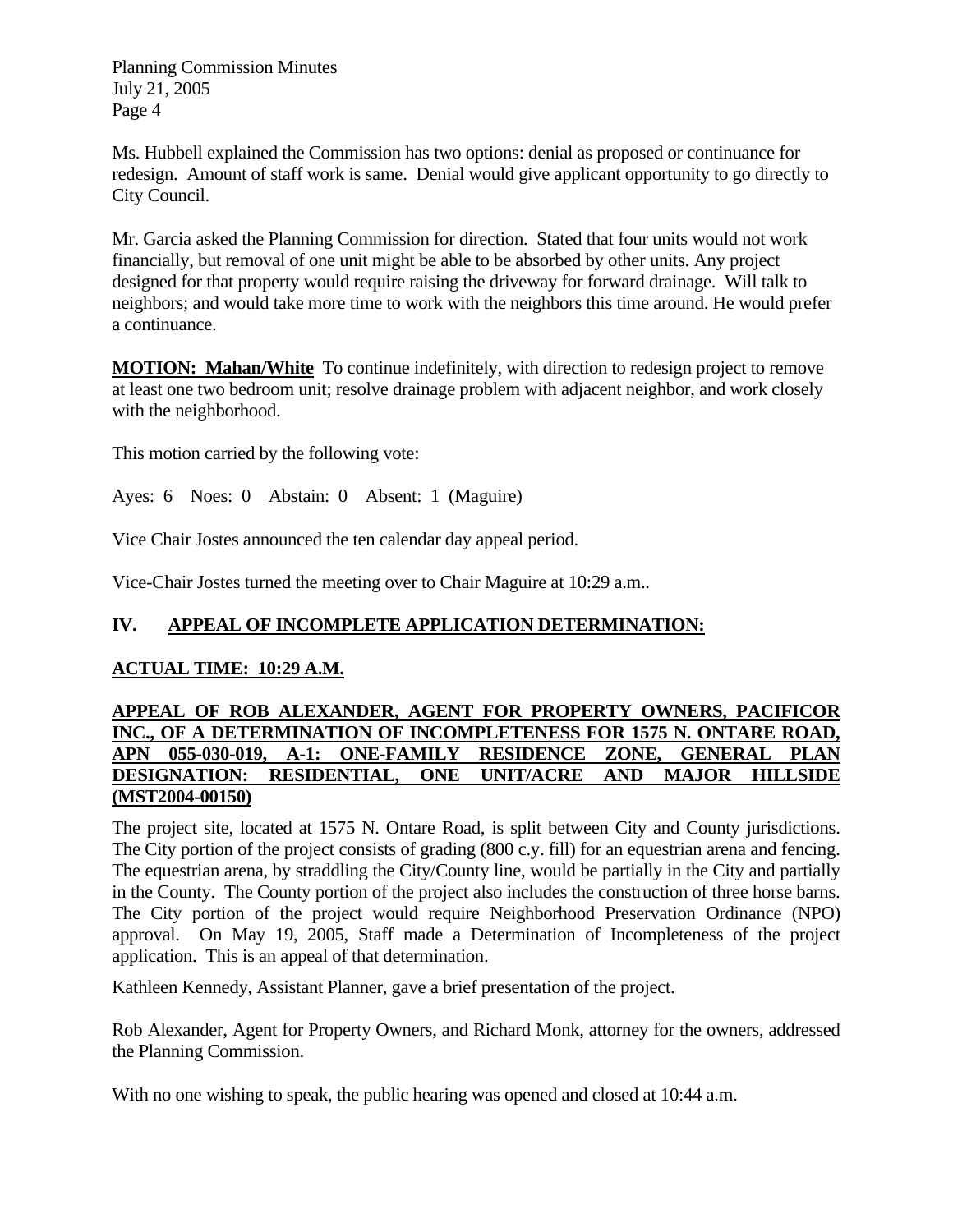Ms. Hubbell explained the Commission has two options: denial as proposed or continuance for redesign. Amount of staff work is same. Denial would give applicant opportunity to go directly to City Council.

Mr. Garcia asked the Planning Commission for direction. Stated that four units would not work financially, but removal of one unit might be able to be absorbed by other units. Any project designed for that property would require raising the driveway for forward drainage. Will talk to neighbors; and would take more time to work with the neighbors this time around. He would prefer a continuance.

**MOTION: Mahan/White** To continue indefinitely, with direction to redesign project to remove at least one two bedroom unit; resolve drainage problem with adjacent neighbor, and work closely with the neighborhood.

This motion carried by the following vote:

Ayes: 6 Noes: 0 Abstain: 0 Absent: 1 (Maguire)

Vice Chair Jostes announced the ten calendar day appeal period.

Vice-Chair Jostes turned the meeting over to Chair Maguire at 10:29 a.m..

## IV. APPEAL OF INCOMPLETE APPLICATION DETERMINATION:

**ACTUAL TIME: 10:29 A.M.**

**APPEAL OF ROB ALEXANDER, AGENT FOR PROPERTY OWNERS, PACIFICOR INC., OF A DETERMINATION OF INCOMPLETENESS FOR 1575 N. ONTARE ROAD, APN 055-030-019, A-1: ONE-FAMILY RESIDENCE ZONE, GENERAL PLAN DESIGNATION: RESIDENTIAL, ONE UNIT/ACRE AND MAJOR HILLSIDE (MST2004-00150)**

The project site, located at 1575 N. Ontare Road, is split between City and County jurisdictions. The City portion of the project consists of grading (800 c.y. fill) for an equestrian arena and fencing. The equestrian arena, by straddling the City/County line, would be partially in the City and partially in the County. The County portion of the project also includes the construction of three horse barns. The City portion of the project would require Neighborhood Preservation Ordinance (NPO) approval. On May 19, 2005, Staff made a Determination of Incompleteness of the project application. This is an appeal of that determination.

Kathleen Kennedy, Assistant Planner, gave a brief presentation of the project.

Rob Alexander, Agent for Property Owners, and Richard Monk, attorney for the owners, addressed the Planning Commission.

With no one wishing to speak, the public hearing was opened and closed at 10:44 a.m.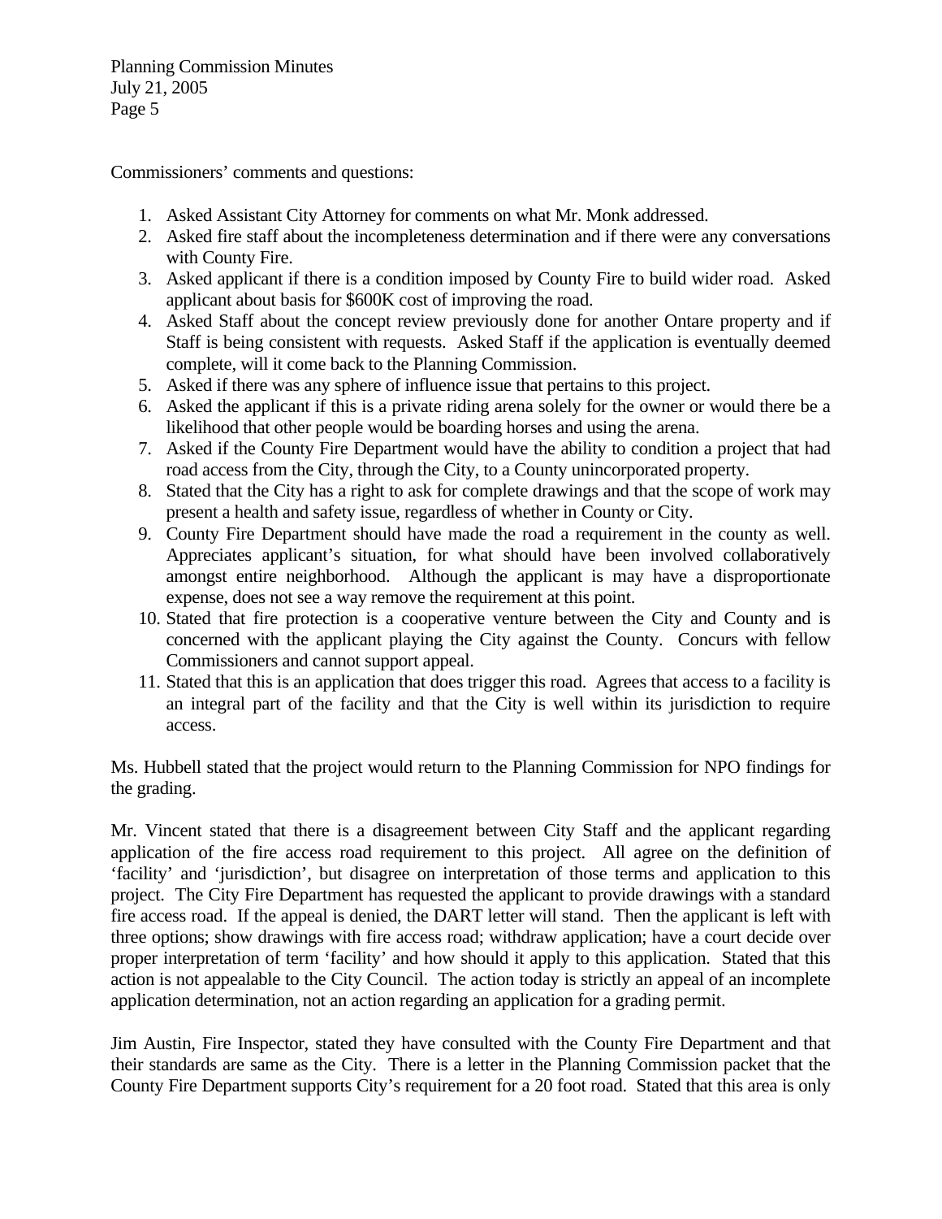Commissioners' comments and questions:

1. Asked Assistant City Attorney for comments on what Mr. Monk addressed.
2. Asked fire staff about the incompleteness determination and if there were any conversations with County Fire.
3. Asked applicant if there is a condition imposed by County Fire to build wider road. Asked applicant about basis for $600K cost of improving the road.
4. Asked Staff about the concept review previously done for another Ontare property and if Staff is being consistent with requests. Asked Staff if the application is eventually deemed complete, will it come back to the Planning Commission.
5. Asked if there was any sphere of influence issue that pertains to this project.
6. Asked the applicant if this is a private riding arena solely for the owner or would there be a likelihood that other people would be boarding horses and using the arena.
7. Asked if the County Fire Department would have the ability to condition a project that had road access from the City, through the City, to a County unincorporated property.
8. Stated that the City has a right to ask for complete drawings and that the scope of work may present a health and safety issue, regardless of whether in County or City.
9. County Fire Department should have made the road a requirement in the county as well. Appreciates applicant's situation, for what should have been involved collaboratively amongst entire neighborhood. Although the applicant is may have a disproportionate expense, does not see a way remove the requirement at this point.
10. Stated that fire protection is a cooperative venture between the City and County and is concerned with the applicant playing the City against the County. Concurs with fellow Commissioners and cannot support appeal.
11. Stated that this is an application that does trigger this road. Agrees that access to a facility is an integral part of the facility and that the City is well within its jurisdiction to require access.

Ms. Hubbell stated that the project would return to the Planning Commission for NPO findings for the grading.

Mr. Vincent stated that there is a disagreement between City Staff and the applicant regarding application of the fire access road requirement to this project. All agree on the definition of 'facility' and 'jurisdiction', but disagree on interpretation of those terms and application to this project. The City Fire Department has requested the applicant to provide drawings with a standard fire access road. If the appeal is denied, the DART letter will stand. Then the applicant is left with three options; show drawings with fire access road; withdraw application; have a court decide over proper interpretation of term 'facility' and how should it apply to this application. Stated that this action is not appealable to the City Council. The action today is strictly an appeal of an incomplete application determination, not an action regarding an application for a grading permit.

Jim Austin, Fire Inspector, stated they have consulted with the County Fire Department and that their standards are same as the City. There is a letter in the Planning Commission packet that the County Fire Department supports City's requirement for a 20 foot road. Stated that this area is only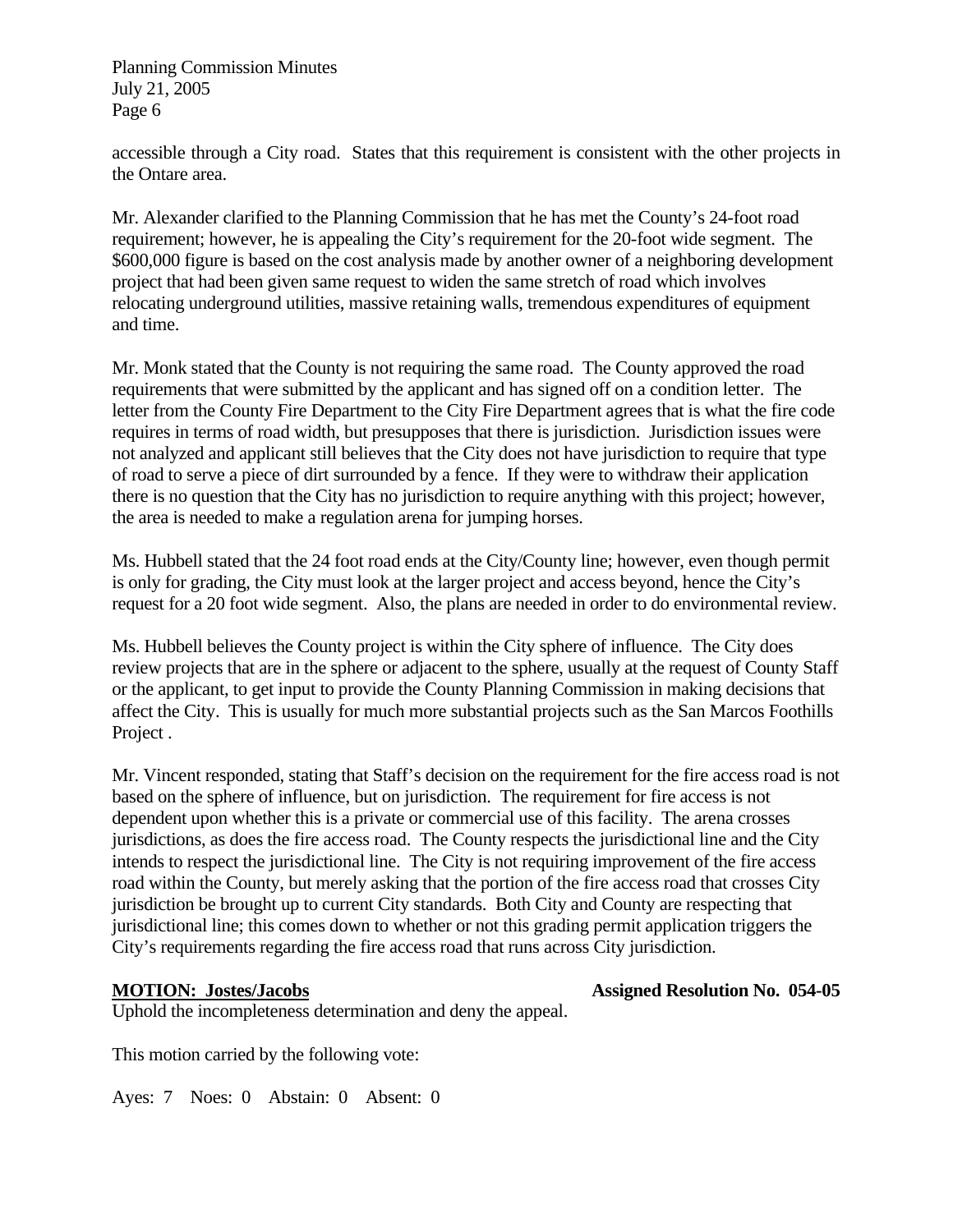accessible through a City road. States that this requirement is consistent with the other projects in the Ontare area.

Mr. Alexander clarified to the Planning Commission that he has met the County's 24-foot road requirement; however, he is appealing the City's requirement for the 20-foot wide segment. The $600,000 figure is based on the cost analysis made by another owner of a neighboring development project that had been given same request to widen the same stretch of road which involves relocating underground utilities, massive retaining walls, tremendous expenditures of equipment and time.

Mr. Monk stated that the County is not requiring the same road. The County approved the road requirements that were submitted by the applicant and has signed off on a condition letter. The letter from the County Fire Department to the City Fire Department agrees that is what the fire code requires in terms of road width, but presupposes that there is jurisdiction. Jurisdiction issues were not analyzed and applicant still believes that the City does not have jurisdiction to require that type of road to serve a piece of dirt surrounded by a fence. If they were to withdraw their application there is no question that the City has no jurisdiction to require anything with this project; however, the area is needed to make a regulation arena for jumping horses.

Ms. Hubbell stated that the 24 foot road ends at the City/County line; however, even though permit is only for grading, the City must look at the larger project and access beyond, hence the City's request for a 20 foot wide segment. Also, the plans are needed in order to do environmental review.

Ms. Hubbell believes the County project is within the City sphere of influence. The City does review projects that are in the sphere or adjacent to the sphere, usually at the request of County Staff or the applicant, to get input to provide the County Planning Commission in making decisions that affect the City. This is usually for much more substantial projects such as the San Marcos Foothills Project .

Mr. Vincent responded, stating that Staff's decision on the requirement for the fire access road is not based on the sphere of influence, but on jurisdiction. The requirement for fire access is not dependent upon whether this is a private or commercial use of this facility. The arena crosses jurisdictions, as does the fire access road. The County respects the jurisdictional line and the City intends to respect the jurisdictional line. The City is not requiring improvement of the fire access road within the County, but merely asking that the portion of the fire access road that crosses City jurisdiction be brought up to current City standards. Both City and County are respecting that jurisdictional line; this comes down to whether or not this grading permit application triggers the City's requirements regarding the fire access road that runs across City jurisdiction.

**MOTION: Jostes/Jacobs** **Assigned Resolution No. 054-05**

Uphold the incompleteness determination and deny the appeal.

This motion carried by the following vote:

Ayes: 7 Noes: 0 Abstain: 0 Absent: 0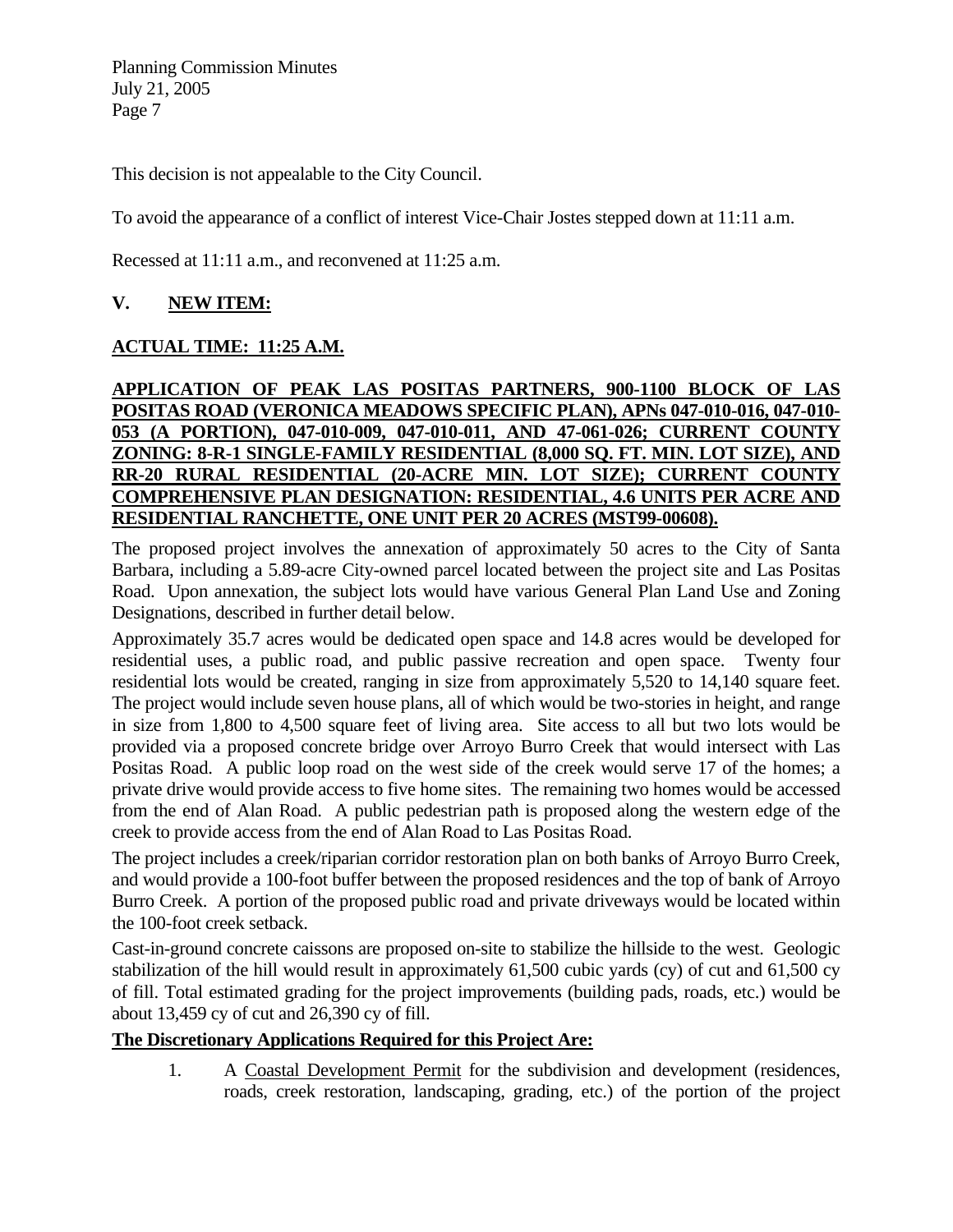This decision is not appealable to the City Council.

To avoid the appearance of a conflict of interest Vice-Chair Jostes stepped down at 11:11 a.m.

Recessed at 11:11 a.m., and reconvened at 11:25 a.m.

## V. NEW ITEM:

**ACTUAL TIME: 11:25 A.M.**

**APPLICATION OF PEAK LAS POSITAS PARTNERS, 900-1100 BLOCK OF LAS POSITAS ROAD (VERONICA MEADOWS SPECIFIC PLAN), APNs 047-010-016, 047-010-053 (A PORTION), 047-010-009, 047-010-011, AND 47-061-026; CURRENT COUNTY ZONING: 8-R-1 SINGLE-FAMILY RESIDENTIAL (8,000 SQ. FT. MIN. LOT SIZE), AND RR-20 RURAL RESIDENTIAL (20-ACRE MIN. LOT SIZE); CURRENT COUNTY COMPREHENSIVE PLAN DESIGNATION: RESIDENTIAL, 4.6 UNITS PER ACRE AND RESIDENTIAL RANCHETTE, ONE UNIT PER 20 ACRES (MST99-00608).**

The proposed project involves the annexation of approximately 50 acres to the City of Santa Barbara, including a 5.89-acre City-owned parcel located between the project site and Las Positas Road. Upon annexation, the subject lots would have various General Plan Land Use and Zoning Designations, described in further detail below.

Approximately 35.7 acres would be dedicated open space and 14.8 acres would be developed for residential uses, a public road, and public passive recreation and open space. Twenty four residential lots would be created, ranging in size from approximately 5,520 to 14,140 square feet. The project would include seven house plans, all of which would be two-stories in height, and range in size from 1,800 to 4,500 square feet of living area. Site access to all but two lots would be provided via a proposed concrete bridge over Arroyo Burro Creek that would intersect with Las Positas Road. A public loop road on the west side of the creek would serve 17 of the homes; a private drive would provide access to five home sites. The remaining two homes would be accessed from the end of Alan Road. A public pedestrian path is proposed along the western edge of the creek to provide access from the end of Alan Road to Las Positas Road.

The project includes a creek/riparian corridor restoration plan on both banks of Arroyo Burro Creek, and would provide a 100-foot buffer between the proposed residences and the top of bank of Arroyo Burro Creek. A portion of the proposed public road and private driveways would be located within the 100-foot creek setback.

Cast-in-ground concrete caissons are proposed on-site to stabilize the hillside to the west. Geologic stabilization of the hill would result in approximately 61,500 cubic yards (cy) of cut and 61,500 cy of fill. Total estimated grading for the project improvements (building pads, roads, etc.) would be about 13,459 cy of cut and 26,390 cy of fill.

**The Discretionary Applications Required for this Project Are:**

1. A Coastal Development Permit for the subdivision and development (residences, roads, creek restoration, landscaping, grading, etc.) of the portion of the project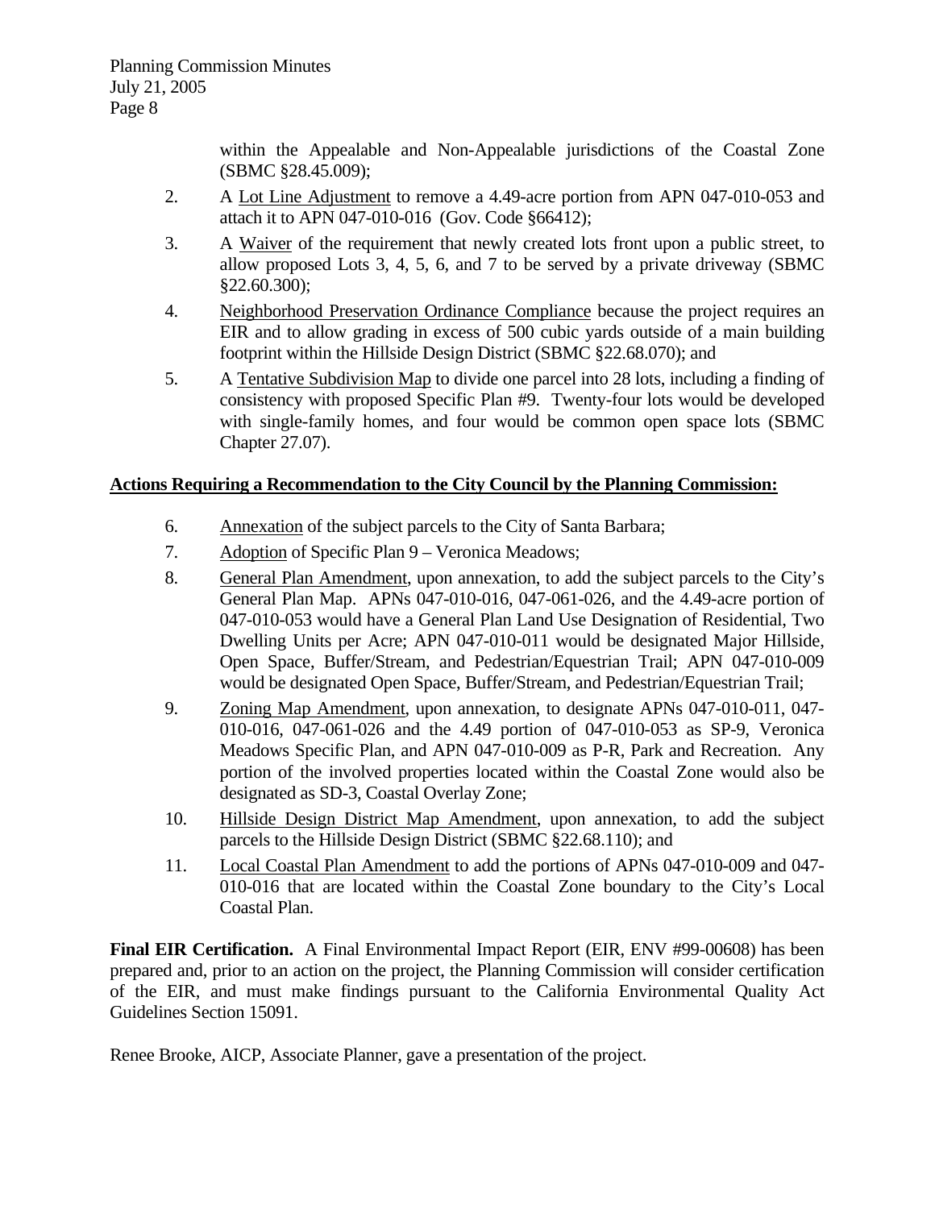within the Appealable and Non-Appealable jurisdictions of the Coastal Zone (SBMC §28.45.009);

2. A <u>Lot Line Adjustment</u> to remove a 4.49-acre portion from APN 047-010-053 and attach it to APN 047-010-016 (Gov. Code §66412);
3. A <u>Waiver</u> of the requirement that newly created lots front upon a public street, to allow proposed Lots 3, 4, 5, 6, and 7 to be served by a private driveway (SBMC §22.60.300);
4. <u>Neighborhood Preservation Ordinance Compliance</u> because the project requires an EIR and to allow grading in excess of 500 cubic yards outside of a main building footprint within the Hillside Design District (SBMC §22.68.070); and
5. A <u>Tentative Subdivision Map</u> to divide one parcel into 28 lots, including a finding of consistency with proposed Specific Plan #9. Twenty-four lots would be developed with single-family homes, and four would be common open space lots (SBMC Chapter 27.07).

**<u>Actions Requiring a Recommendation to the City Council by the Planning Commission:</u>**

6. <u>Annexation</u> of the subject parcels to the City of Santa Barbara;
7. <u>Adoption</u> of Specific Plan 9 – Veronica Meadows;
8. <u>General Plan Amendment</u>, upon annexation, to add the subject parcels to the City's General Plan Map. APNs 047-010-016, 047-061-026, and the 4.49-acre portion of 047-010-053 would have a General Plan Land Use Designation of Residential, Two Dwelling Units per Acre; APN 047-010-011 would be designated Major Hillside, Open Space, Buffer/Stream, and Pedestrian/Equestrian Trail; APN 047-010-009 would be designated Open Space, Buffer/Stream, and Pedestrian/Equestrian Trail;
9. <u>Zoning Map Amendment</u>, upon annexation, to designate APNs 047-010-011, 047-010-016, 047-061-026 and the 4.49 portion of 047-010-053 as SP-9, Veronica Meadows Specific Plan, and APN 047-010-009 as P-R, Park and Recreation. Any portion of the involved properties located within the Coastal Zone would also be designated as SD-3, Coastal Overlay Zone;
10. <u>Hillside Design District Map Amendment</u>, upon annexation, to add the subject parcels to the Hillside Design District (SBMC §22.68.110); and
11. <u>Local Coastal Plan Amendment</u> to add the portions of APNs 047-010-009 and 047-010-016 that are located within the Coastal Zone boundary to the City's Local Coastal Plan.

**Final EIR Certification.** A Final Environmental Impact Report (EIR, ENV #99-00608) has been prepared and, prior to an action on the project, the Planning Commission will consider certification of the EIR, and must make findings pursuant to the California Environmental Quality Act Guidelines Section 15091.

Renee Brooke, AICP, Associate Planner, gave a presentation of the project.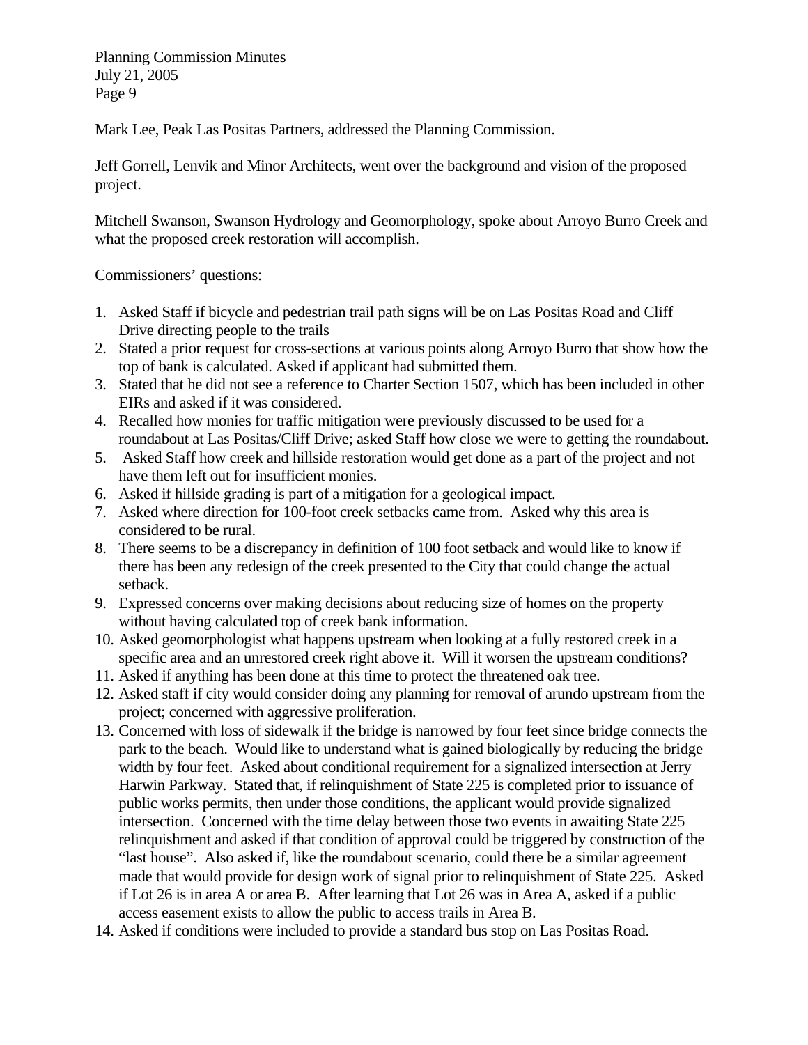Mark Lee, Peak Las Positas Partners, addressed the Planning Commission.

Jeff Gorrell, Lenvik and Minor Architects, went over the background and vision of the proposed project.

Mitchell Swanson, Swanson Hydrology and Geomorphology, spoke about Arroyo Burro Creek and what the proposed creek restoration will accomplish.

Commissioners' questions:

1. Asked Staff if bicycle and pedestrian trail path signs will be on Las Positas Road and Cliff Drive directing people to the trails
2. Stated a prior request for cross-sections at various points along Arroyo Burro that show how the top of bank is calculated. Asked if applicant had submitted them.
3. Stated that he did not see a reference to Charter Section 1507, which has been included in other EIRs and asked if it was considered.
4. Recalled how monies for traffic mitigation were previously discussed to be used for a roundabout at Las Positas/Cliff Drive; asked Staff how close we were to getting the roundabout.
5. Asked Staff how creek and hillside restoration would get done as a part of the project and not have them left out for insufficient monies.
6. Asked if hillside grading is part of a mitigation for a geological impact.
7. Asked where direction for 100-foot creek setbacks came from. Asked why this area is considered to be rural.
8. There seems to be a discrepancy in definition of 100 foot setback and would like to know if there has been any redesign of the creek presented to the City that could change the actual setback.
9. Expressed concerns over making decisions about reducing size of homes on the property without having calculated top of creek bank information.
10. Asked geomorphologist what happens upstream when looking at a fully restored creek in a specific area and an unrestored creek right above it. Will it worsen the upstream conditions?
11. Asked if anything has been done at this time to protect the threatened oak tree.
12. Asked staff if city would consider doing any planning for removal of arundo upstream from the project; concerned with aggressive proliferation.
13. Concerned with loss of sidewalk if the bridge is narrowed by four feet since bridge connects the park to the beach. Would like to understand what is gained biologically by reducing the bridge width by four feet. Asked about conditional requirement for a signalized intersection at Jerry Harwin Parkway. Stated that, if relinquishment of State 225 is completed prior to issuance of public works permits, then under those conditions, the applicant would provide signalized intersection. Concerned with the time delay between those two events in awaiting State 225 relinquishment and asked if that condition of approval could be triggered by construction of the "last house". Also asked if, like the roundabout scenario, could there be a similar agreement made that would provide for design work of signal prior to relinquishment of State 225. Asked if Lot 26 is in area A or area B. After learning that Lot 26 was in Area A, asked if a public access easement exists to allow the public to access trails in Area B.
14. Asked if conditions were included to provide a standard bus stop on Las Positas Road.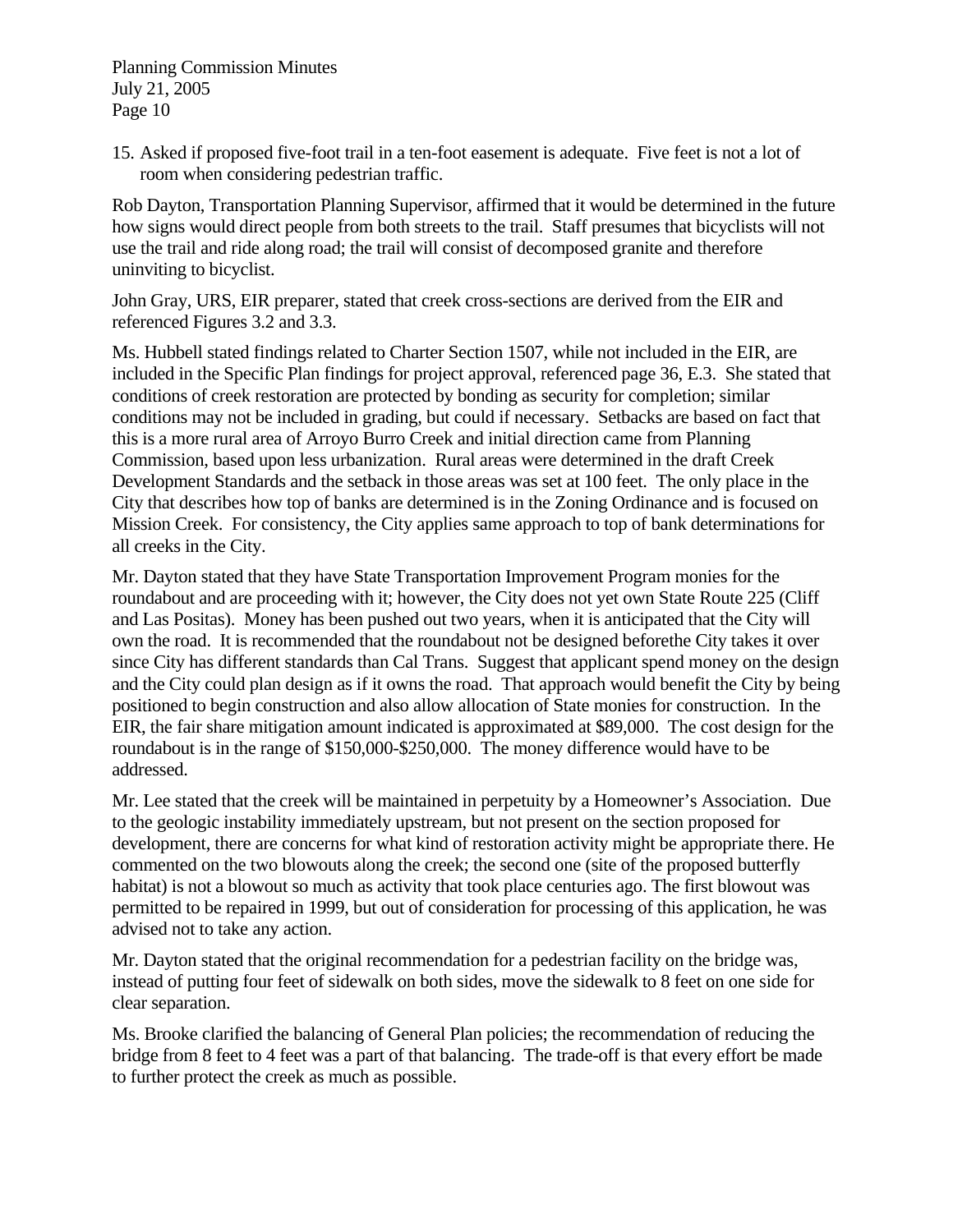15. Asked if proposed five-foot trail in a ten-foot easement is adequate. Five feet is not a lot of room when considering pedestrian traffic.

Rob Dayton, Transportation Planning Supervisor, affirmed that it would be determined in the future how signs would direct people from both streets to the trail. Staff presumes that bicyclists will not use the trail and ride along road; the trail will consist of decomposed granite and therefore uninviting to bicyclist.

John Gray, URS, EIR preparer, stated that creek cross-sections are derived from the EIR and referenced Figures 3.2 and 3.3.

Ms. Hubbell stated findings related to Charter Section 1507, while not included in the EIR, are included in the Specific Plan findings for project approval, referenced page 36, E.3. She stated that conditions of creek restoration are protected by bonding as security for completion; similar conditions may not be included in grading, but could if necessary. Setbacks are based on fact that this is a more rural area of Arroyo Burro Creek and initial direction came from Planning Commission, based upon less urbanization. Rural areas were determined in the draft Creek Development Standards and the setback in those areas was set at 100 feet. The only place in the City that describes how top of banks are determined is in the Zoning Ordinance and is focused on Mission Creek. For consistency, the City applies same approach to top of bank determinations for all creeks in the City.

Mr. Dayton stated that they have State Transportation Improvement Program monies for the roundabout and are proceeding with it; however, the City does not yet own State Route 225 (Cliff and Las Positas). Money has been pushed out two years, when it is anticipated that the City will own the road. It is recommended that the roundabout not be designed beforethe City takes it over since City has different standards than Cal Trans. Suggest that applicant spend money on the design and the City could plan design as if it owns the road. That approach would benefit the City by being positioned to begin construction and also allow allocation of State monies for construction. In the EIR, the fair share mitigation amount indicated is approximated at $89,000. The cost design for the roundabout is in the range of $150,000-$250,000. The money difference would have to be addressed.

Mr. Lee stated that the creek will be maintained in perpetuity by a Homeowner's Association. Due to the geologic instability immediately upstream, but not present on the section proposed for development, there are concerns for what kind of restoration activity might be appropriate there. He commented on the two blowouts along the creek; the second one (site of the proposed butterfly habitat) is not a blowout so much as activity that took place centuries ago. The first blowout was permitted to be repaired in 1999, but out of consideration for processing of this application, he was advised not to take any action.

Mr. Dayton stated that the original recommendation for a pedestrian facility on the bridge was, instead of putting four feet of sidewalk on both sides, move the sidewalk to 8 feet on one side for clear separation.

Ms. Brooke clarified the balancing of General Plan policies; the recommendation of reducing the bridge from 8 feet to 4 feet was a part of that balancing. The trade-off is that every effort be made to further protect the creek as much as possible.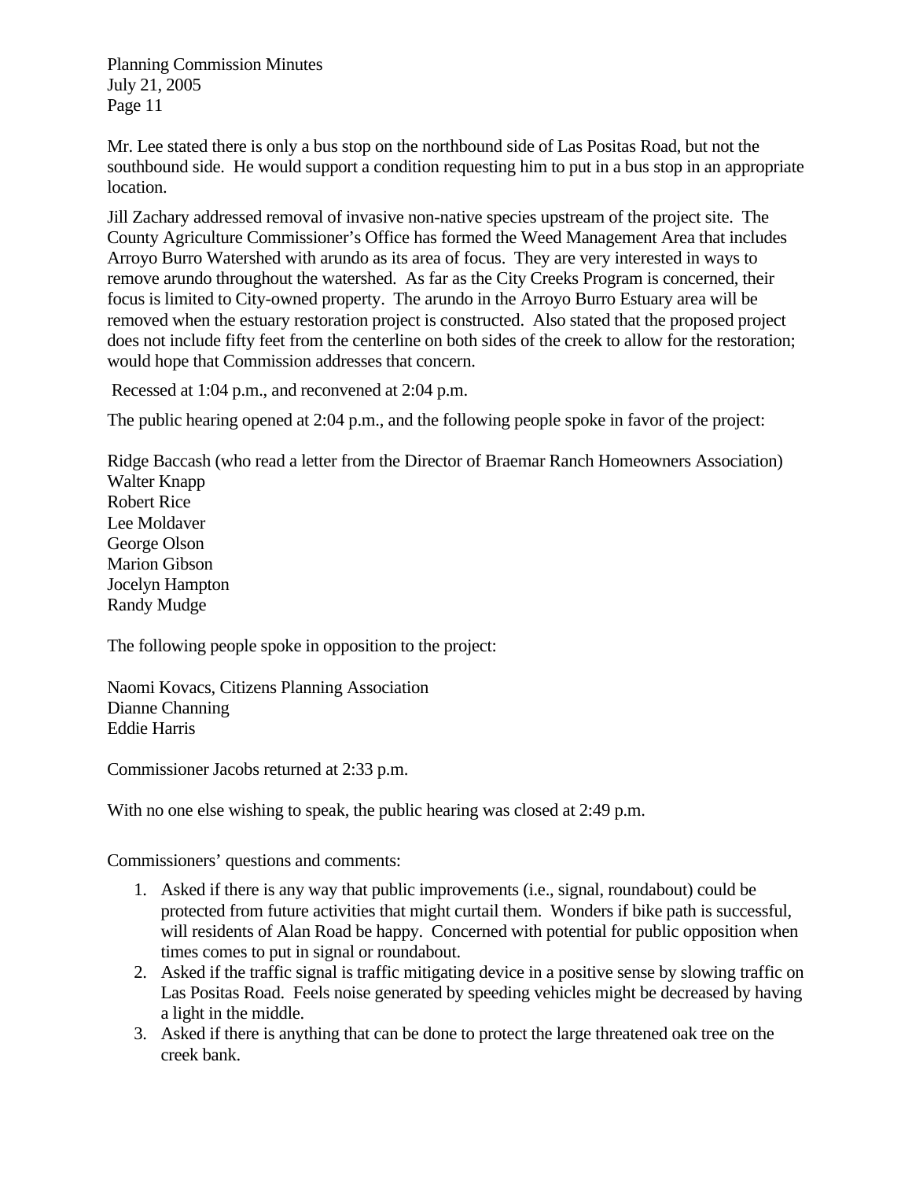Mr. Lee stated there is only a bus stop on the northbound side of Las Positas Road, but not the southbound side. He would support a condition requesting him to put in a bus stop in an appropriate location.

Jill Zachary addressed removal of invasive non-native species upstream of the project site. The County Agriculture Commissioner's Office has formed the Weed Management Area that includes Arroyo Burro Watershed with arundo as its area of focus. They are very interested in ways to remove arundo throughout the watershed. As far as the City Creeks Program is concerned, their focus is limited to City-owned property. The arundo in the Arroyo Burro Estuary area will be removed when the estuary restoration project is constructed. Also stated that the proposed project does not include fifty feet from the centerline on both sides of the creek to allow for the restoration; would hope that Commission addresses that concern.

Recessed at 1:04 p.m., and reconvened at 2:04 p.m.

The public hearing opened at 2:04 p.m., and the following people spoke in favor of the project:

Ridge Baccash (who read a letter from the Director of Braemar Ranch Homeowners Association)
Walter Knapp
Robert Rice
Lee Moldaver
George Olson
Marion Gibson
Jocelyn Hampton
Randy Mudge

The following people spoke in opposition to the project:

Naomi Kovacs, Citizens Planning Association
Dianne Channing
Eddie Harris

Commissioner Jacobs returned at 2:33 p.m.

With no one else wishing to speak, the public hearing was closed at 2:49 p.m.

Commissioners' questions and comments:

1. Asked if there is any way that public improvements (i.e., signal, roundabout) could be protected from future activities that might curtail them. Wonders if bike path is successful, will residents of Alan Road be happy. Concerned with potential for public opposition when times comes to put in signal or roundabout.
2. Asked if the traffic signal is traffic mitigating device in a positive sense by slowing traffic on Las Positas Road. Feels noise generated by speeding vehicles might be decreased by having a light in the middle.
3. Asked if there is anything that can be done to protect the large threatened oak tree on the creek bank.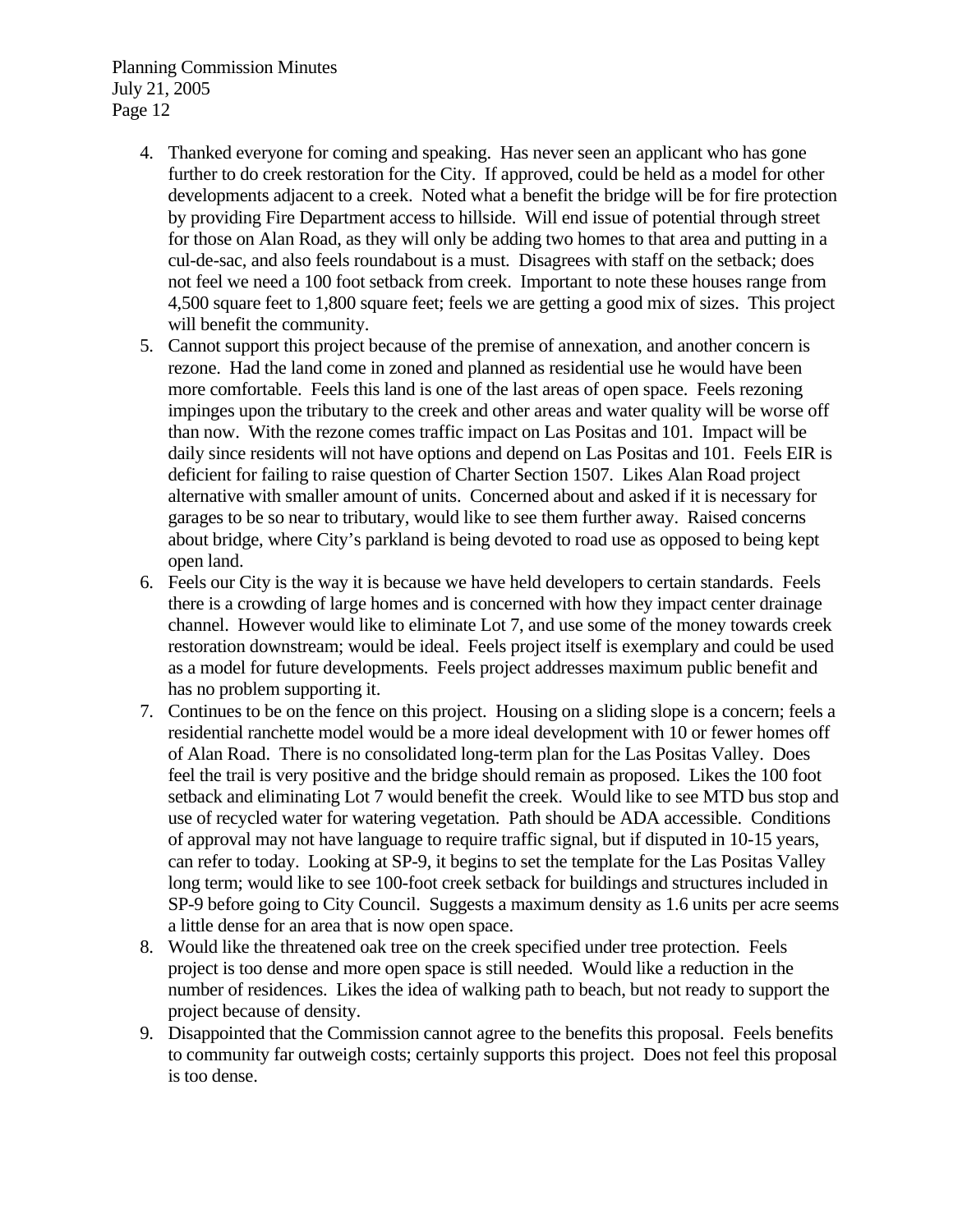4. Thanked everyone for coming and speaking. Has never seen an applicant who has gone further to do creek restoration for the City. If approved, could be held as a model for other developments adjacent to a creek. Noted what a benefit the bridge will be for fire protection by providing Fire Department access to hillside. Will end issue of potential through street for those on Alan Road, as they will only be adding two homes to that area and putting in a cul-de-sac, and also feels roundabout is a must. Disagrees with staff on the setback; does not feel we need a 100 foot setback from creek. Important to note these houses range from 4,500 square feet to 1,800 square feet; feels we are getting a good mix of sizes. This project will benefit the community.
5. Cannot support this project because of the premise of annexation, and another concern is rezone. Had the land come in zoned and planned as residential use he would have been more comfortable. Feels this land is one of the last areas of open space. Feels rezoning impinges upon the tributary to the creek and other areas and water quality will be worse off than now. With the rezone comes traffic impact on Las Positas and 101. Impact will be daily since residents will not have options and depend on Las Positas and 101. Feels EIR is deficient for failing to raise question of Charter Section 1507. Likes Alan Road project alternative with smaller amount of units. Concerned about and asked if it is necessary for garages to be so near to tributary, would like to see them further away. Raised concerns about bridge, where City's parkland is being devoted to road use as opposed to being kept open land.
6. Feels our City is the way it is because we have held developers to certain standards. Feels there is a crowding of large homes and is concerned with how they impact center drainage channel. However would like to eliminate Lot 7, and use some of the money towards creek restoration downstream; would be ideal. Feels project itself is exemplary and could be used as a model for future developments. Feels project addresses maximum public benefit and has no problem supporting it.
7. Continues to be on the fence on this project. Housing on a sliding slope is a concern; feels a residential ranchette model would be a more ideal development with 10 or fewer homes off of Alan Road. There is no consolidated long-term plan for the Las Positas Valley. Does feel the trail is very positive and the bridge should remain as proposed. Likes the 100 foot setback and eliminating Lot 7 would benefit the creek. Would like to see MTD bus stop and use of recycled water for watering vegetation. Path should be ADA accessible. Conditions of approval may not have language to require traffic signal, but if disputed in 10-15 years, can refer to today. Looking at SP-9, it begins to set the template for the Las Positas Valley long term; would like to see 100-foot creek setback for buildings and structures included in SP-9 before going to City Council. Suggests a maximum density as 1.6 units per acre seems a little dense for an area that is now open space.
8. Would like the threatened oak tree on the creek specified under tree protection. Feels project is too dense and more open space is still needed. Would like a reduction in the number of residences. Likes the idea of walking path to beach, but not ready to support the project because of density.
9. Disappointed that the Commission cannot agree to the benefits this proposal. Feels benefits to community far outweigh costs; certainly supports this project. Does not feel this proposal is too dense.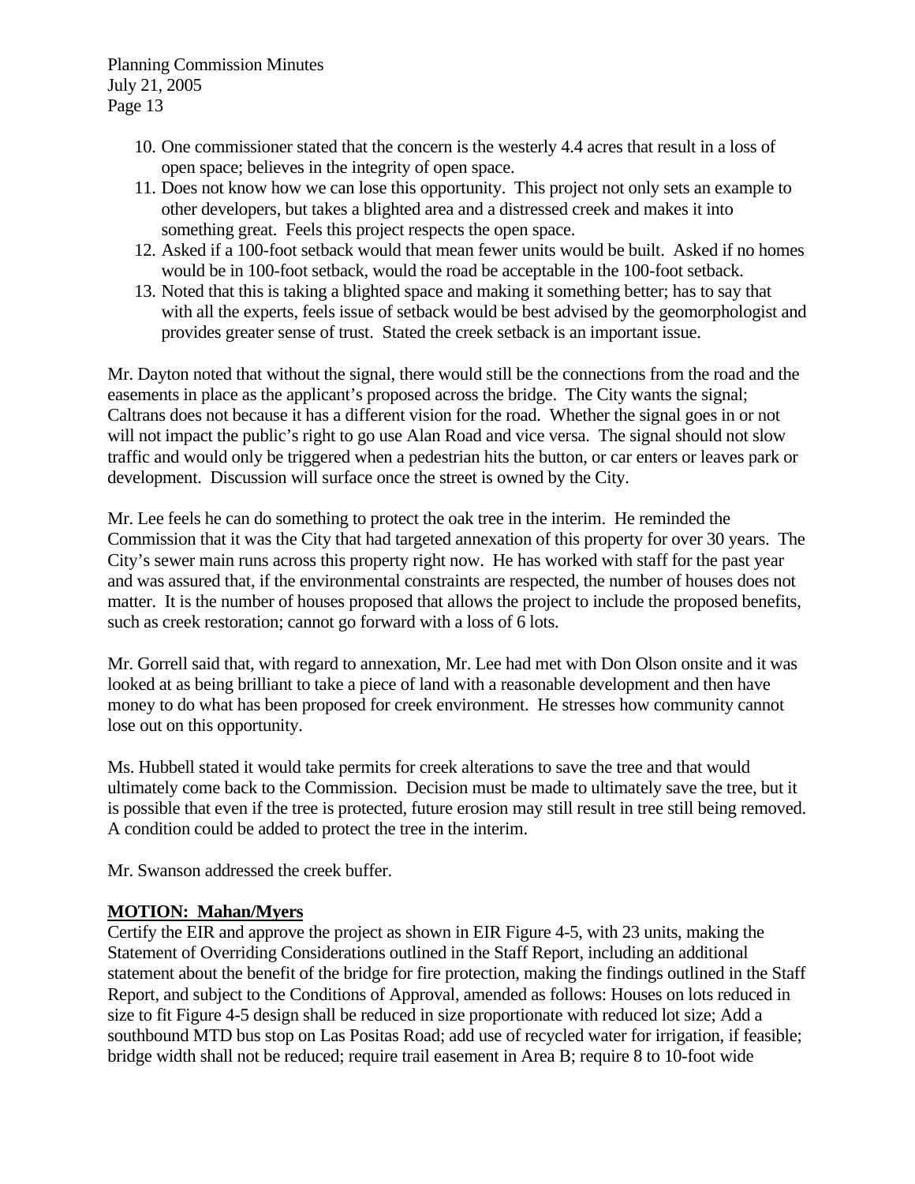10. One commissioner stated that the concern is the westerly 4.4 acres that result in a loss of open space; believes in the integrity of open space.
11. Does not know how we can lose this opportunity. This project not only sets an example to other developers, but takes a blighted area and a distressed creek and makes it into something great. Feels this project respects the open space.
12. Asked if a 100-foot setback would that mean fewer units would be built. Asked if no homes would be in 100-foot setback, would the road be acceptable in the 100-foot setback.
13. Noted that this is taking a blighted space and making it something better; has to say that with all the experts, feels issue of setback would be best advised by the geomorphologist and provides greater sense of trust. Stated the creek setback is an important issue.

Mr. Dayton noted that without the signal, there would still be the connections from the road and the easements in place as the applicant's proposed across the bridge. The City wants the signal; Caltrans does not because it has a different vision for the road. Whether the signal goes in or not will not impact the public's right to go use Alan Road and vice versa. The signal should not slow traffic and would only be triggered when a pedestrian hits the button, or car enters or leaves park or development. Discussion will surface once the street is owned by the City.

Mr. Lee feels he can do something to protect the oak tree in the interim. He reminded the Commission that it was the City that had targeted annexation of this property for over 30 years. The City's sewer main runs across this property right now. He has worked with staff for the past year and was assured that, if the environmental constraints are respected, the number of houses does not matter. It is the number of houses proposed that allows the project to include the proposed benefits, such as creek restoration; cannot go forward with a loss of 6 lots.

Mr. Gorrell said that, with regard to annexation, Mr. Lee had met with Don Olson onsite and it was looked at as being brilliant to take a piece of land with a reasonable development and then have money to do what has been proposed for creek environment. He stresses how community cannot lose out on this opportunity.

Ms. Hubbell stated it would take permits for creek alterations to save the tree and that would ultimately come back to the Commission. Decision must be made to ultimately save the tree, but it is possible that even if the tree is protected, future erosion may still result in tree still being removed. A condition could be added to protect the tree in the interim.

Mr. Swanson addressed the creek buffer.

**MOTION: Mahan/Myers**

Certify the EIR and approve the project as shown in EIR Figure 4-5, with 23 units, making the Statement of Overriding Considerations outlined in the Staff Report, including an additional statement about the benefit of the bridge for fire protection, making the findings outlined in the Staff Report, and subject to the Conditions of Approval, amended as follows: Houses on lots reduced in size to fit Figure 4-5 design shall be reduced in size proportionate with reduced lot size; Add a southbound MTD bus stop on Las Positas Road; add use of recycled water for irrigation, if feasible; bridge width shall not be reduced; require trail easement in Area B; require 8 to 10-foot wide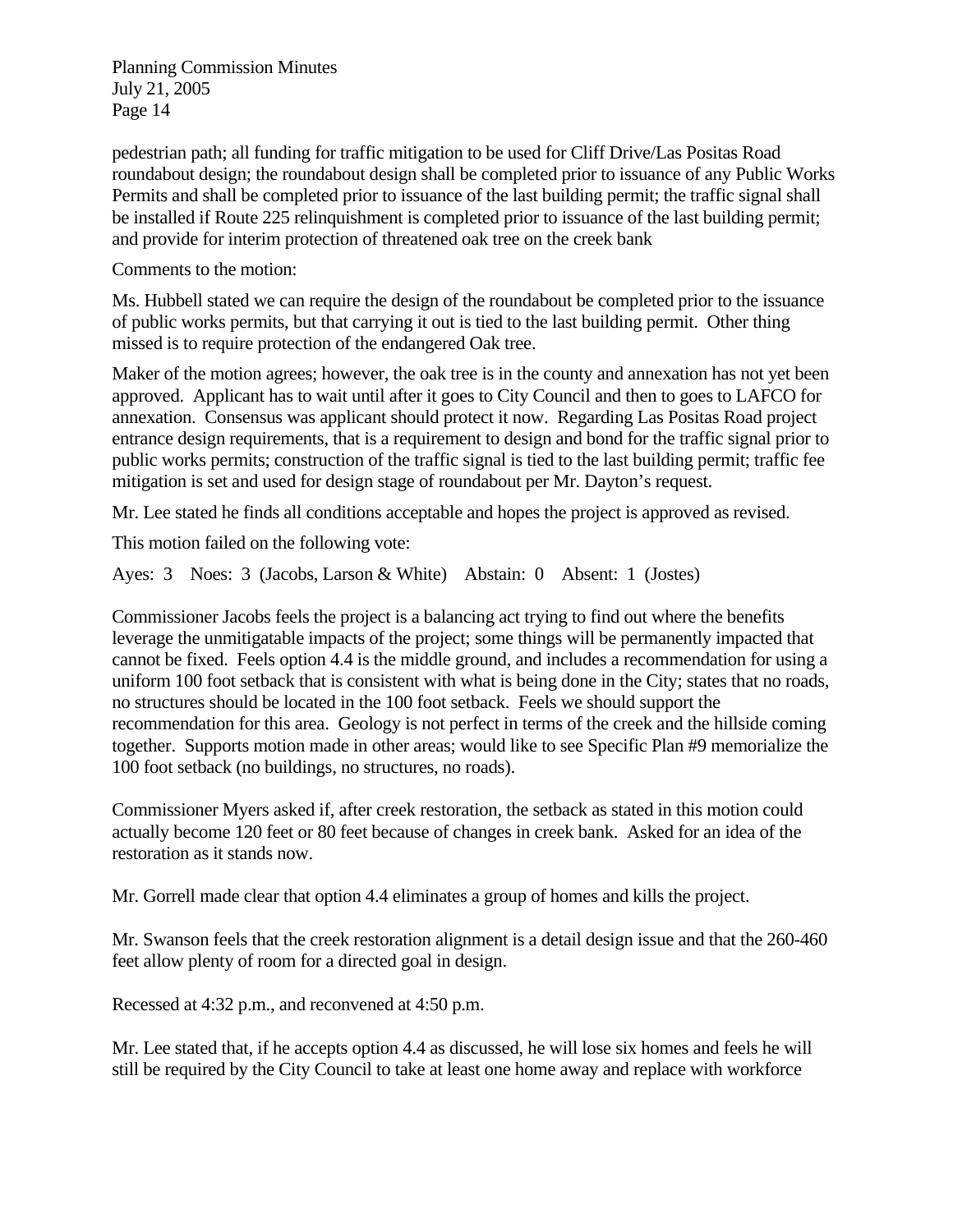pedestrian path; all funding for traffic mitigation to be used for Cliff Drive/Las Positas Road roundabout design; the roundabout design shall be completed prior to issuance of any Public Works Permits and shall be completed prior to issuance of the last building permit; the traffic signal shall be installed if Route 225 relinquishment is completed prior to issuance of the last building permit; and provide for interim protection of threatened oak tree on the creek bank

Comments to the motion:

Ms. Hubbell stated we can require the design of the roundabout be completed prior to the issuance of public works permits, but that carrying it out is tied to the last building permit. Other thing missed is to require protection of the endangered Oak tree.

Maker of the motion agrees; however, the oak tree is in the county and annexation has not yet been approved. Applicant has to wait until after it goes to City Council and then to goes to LAFCO for annexation. Consensus was applicant should protect it now. Regarding Las Positas Road project entrance design requirements, that is a requirement to design and bond for the traffic signal prior to public works permits; construction of the traffic signal is tied to the last building permit; traffic fee mitigation is set and used for design stage of roundabout per Mr. Dayton's request.

Mr. Lee stated he finds all conditions acceptable and hopes the project is approved as revised.

This motion failed on the following vote:

Ayes: 3 Noes: 3 (Jacobs, Larson & White) Abstain: 0 Absent: 1 (Jostes)

Commissioner Jacobs feels the project is a balancing act trying to find out where the benefits leverage the unmitigatable impacts of the project; some things will be permanently impacted that cannot be fixed. Feels option 4.4 is the middle ground, and includes a recommendation for using a uniform 100 foot setback that is consistent with what is being done in the City; states that no roads, no structures should be located in the 100 foot setback. Feels we should support the recommendation for this area. Geology is not perfect in terms of the creek and the hillside coming together. Supports motion made in other areas; would like to see Specific Plan #9 memorialize the 100 foot setback (no buildings, no structures, no roads).

Commissioner Myers asked if, after creek restoration, the setback as stated in this motion could actually become 120 feet or 80 feet because of changes in creek bank. Asked for an idea of the restoration as it stands now.

Mr. Gorrell made clear that option 4.4 eliminates a group of homes and kills the project.

Mr. Swanson feels that the creek restoration alignment is a detail design issue and that the 260-460 feet allow plenty of room for a directed goal in design.

Recessed at 4:32 p.m., and reconvened at 4:50 p.m.

Mr. Lee stated that, if he accepts option 4.4 as discussed, he will lose six homes and feels he will still be required by the City Council to take at least one home away and replace with workforce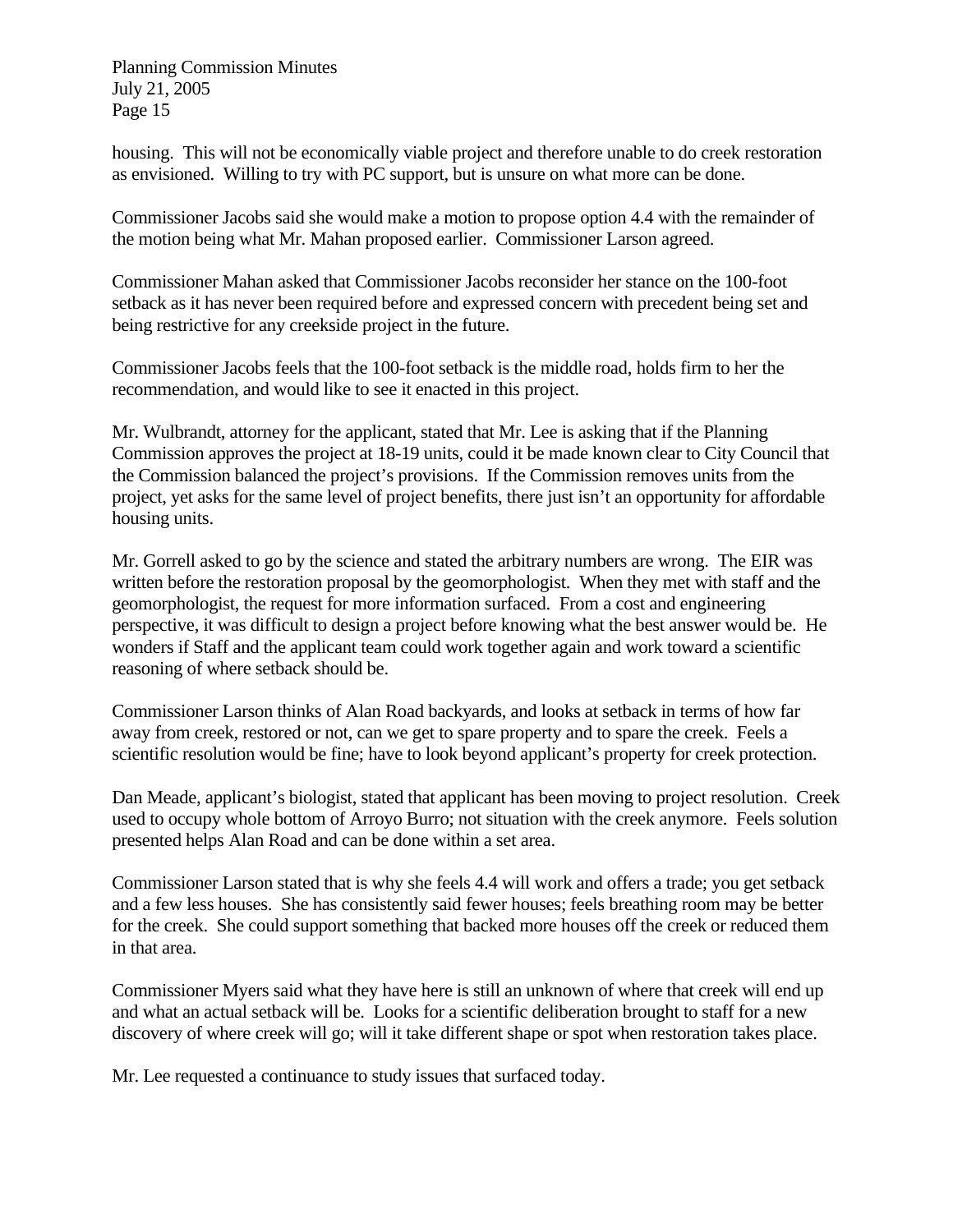housing. This will not be economically viable project and therefore unable to do creek restoration as envisioned. Willing to try with PC support, but is unsure on what more can be done.

Commissioner Jacobs said she would make a motion to propose option 4.4 with the remainder of the motion being what Mr. Mahan proposed earlier. Commissioner Larson agreed.

Commissioner Mahan asked that Commissioner Jacobs reconsider her stance on the 100-foot setback as it has never been required before and expressed concern with precedent being set and being restrictive for any creekside project in the future.

Commissioner Jacobs feels that the 100-foot setback is the middle road, holds firm to her the recommendation, and would like to see it enacted in this project.

Mr. Wulbrandt, attorney for the applicant, stated that Mr. Lee is asking that if the Planning Commission approves the project at 18-19 units, could it be made known clear to City Council that the Commission balanced the project's provisions. If the Commission removes units from the project, yet asks for the same level of project benefits, there just isn't an opportunity for affordable housing units.

Mr. Gorrell asked to go by the science and stated the arbitrary numbers are wrong. The EIR was written before the restoration proposal by the geomorphologist. When they met with staff and the geomorphologist, the request for more information surfaced. From a cost and engineering perspective, it was difficult to design a project before knowing what the best answer would be. He wonders if Staff and the applicant team could work together again and work toward a scientific reasoning of where setback should be.

Commissioner Larson thinks of Alan Road backyards, and looks at setback in terms of how far away from creek, restored or not, can we get to spare property and to spare the creek. Feels a scientific resolution would be fine; have to look beyond applicant's property for creek protection.

Dan Meade, applicant's biologist, stated that applicant has been moving to project resolution. Creek used to occupy whole bottom of Arroyo Burro; not situation with the creek anymore. Feels solution presented helps Alan Road and can be done within a set area.

Commissioner Larson stated that is why she feels 4.4 will work and offers a trade; you get setback and a few less houses. She has consistently said fewer houses; feels breathing room may be better for the creek. She could support something that backed more houses off the creek or reduced them in that area.

Commissioner Myers said what they have here is still an unknown of where that creek will end up and what an actual setback will be. Looks for a scientific deliberation brought to staff for a new discovery of where creek will go; will it take different shape or spot when restoration takes place.

Mr. Lee requested a continuance to study issues that surfaced today.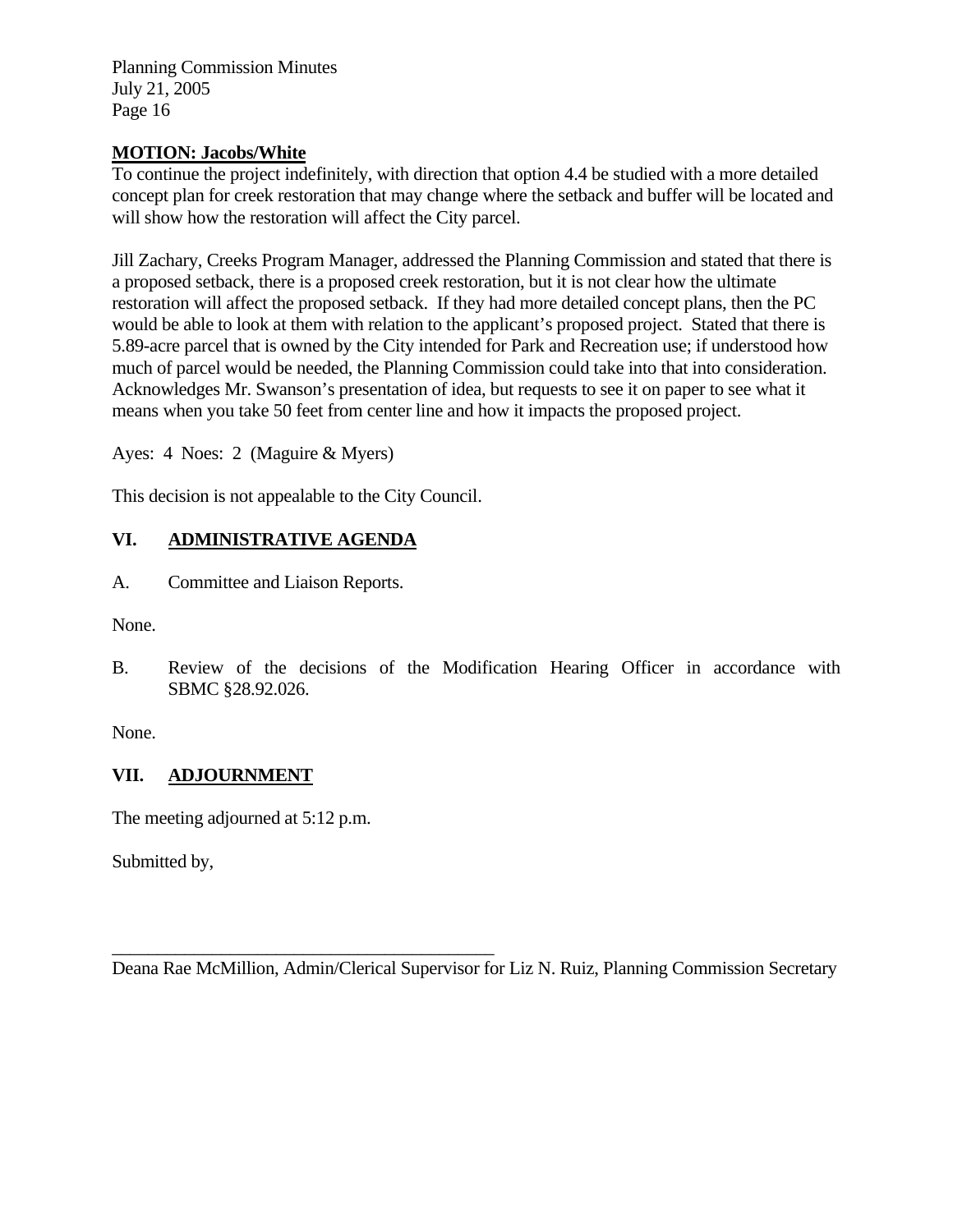**MOTION: Jacobs/White**

To continue the project indefinitely, with direction that option 4.4 be studied with a more detailed concept plan for creek restoration that may change where the setback and buffer will be located and will show how the restoration will affect the City parcel.

Jill Zachary, Creeks Program Manager, addressed the Planning Commission and stated that there is a proposed setback, there is a proposed creek restoration, but it is not clear how the ultimate restoration will affect the proposed setback. If they had more detailed concept plans, then the PC would be able to look at them with relation to the applicant's proposed project. Stated that there is 5.89-acre parcel that is owned by the City intended for Park and Recreation use; if understood how much of parcel would be needed, the Planning Commission could take into that into consideration. Acknowledges Mr. Swanson's presentation of idea, but requests to see it on paper to see what it means when you take 50 feet from center line and how it impacts the proposed project.

Ayes: 4 Noes: 2 (Maguire & Myers)

This decision is not appealable to the City Council.

## VI. ADMINISTRATIVE AGENDA

A. Committee and Liaison Reports.

None.

B. Review of the decisions of the Modification Hearing Officer in accordance with SBMC §28.92.026.

None.

## VII. ADJOURNMENT

The meeting adjourned at 5:12 p.m.

Submitted by,

\_\_\_\_\_\_\_\_\_\_\_\_\_\_\_\_\_\_\_\_\_\_\_\_\_\_\_\_\_\_\_\_\_\_\_\_\_\_\_\_\_\_

Deana Rae McMillion, Admin/Clerical Supervisor for Liz N. Ruiz, Planning Commission Secretary